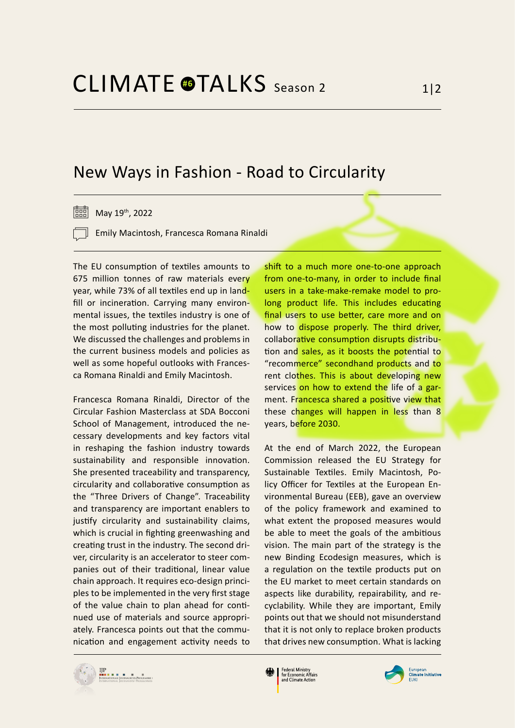# CLIMATE #6 TALKS Season 2

## New Ways in Fashion - Road to Circularity

May 19th, 2022

Emily Macintosh, Francesca Romana Rinaldi

The EU consumption of textiles amounts to 675 million tonnes of raw materials every year, while 73% of all textiles end up in landfill or incineration. Carrying many environmental issues, the textiles industry is one of the most polluting industries for the planet. We discussed the challenges and problems in the current business models and policies as well as some hopeful outlooks with Francesca Romana Rinaldi and Emily Macintosh.

Francesca Romana Rinaldi, Director of the Circular Fashion Masterclass at SDA Bocconi School of Management, introduced the necessary developments and key factors vital in reshaping the fashion industry towards sustainability and responsible innovation. She presented traceability and transparency, circularity and collaborative consumption as the "Three Drivers of Change". Traceability and transparency are important enablers to justify circularity and sustainability claims, which is crucial in fighting greenwashing and creating trust in the industry. The second driver, circularity is an accelerator to steer companies out of their traditional, linear value chain approach. It requires eco-design principles to be implemented in the very first stage of the value chain to plan ahead for continued use of materials and source appropriately. Francesca points out that the communication and engagement activity needs to shift to a much more one-to-one approach from one-to-many, in order to include final users in a take-make-remake model to prolong product life. This includes educating final users to use better, care more and on how to dispose properly. The third driver, collaborative consumption disrupts distribution and sales, as it boosts the potential to "recommerce" secondhand products and to rent clothes. This is about developing new services on how to extend the life of a garment. Francesca shared a positive view that these changes will happen in less than 8 years, before 2030.

At the end of March 2022, the European Commission released the EU Strategy for Sustainable Textiles. Emily Macintosh, Policy Officer for Textiles at the European Environmental Bureau (EEB), gave an overview of the policy framework and examined to what extent the proposed measures would be able to meet the goals of the ambitious vision. The main part of the strategy is the new Binding Ecodesign measures, which is a regulation on the textile products put on the EU market to meet certain standards on aspects like durability, repairability, and recyclability. While they are important, Emily points out that we should not misunderstand that it is not only to replace broken products that drives new consumption. What is lacking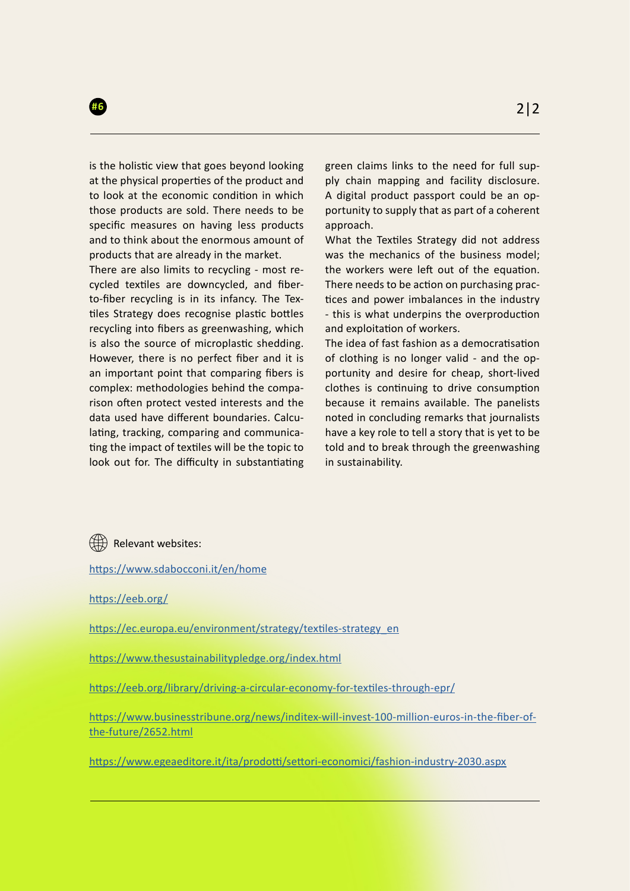is the holistic view that goes beyond looking at the physical properties of the product and to look at the economic condition in which those products are sold. There needs to be specific measures on having less products and to think about the enormous amount of products that are already in the market.

There are also limits to recycling - most recycled textiles are downcycled, and fiber-to-fiber recycling is in its infancy. The Textiles Strategy does recognise plastic bottles recycling into fibers as greenwashing, which is also the source of microplastic shedding. However, there is no perfect fiber and it is an important point that comparing fibers is complex: methodologies behind the comparison often protect vested interests and the data used have different boundaries. Calculating, tracking, comparing and communicating the impact of textiles will be the topic to look out for. The difficulty in substantiating green claims links to the need for full supply chain mapping and facility disclosure. A digital product passport could be an opportunity to supply that as part of a coherent approach.

What the Textiles Strategy did not address was the mechanics of the business model; the workers were left out of the equation. There needs to be action on purchasing practices and power imbalances in the industry - this is what underpins the overproduction and exploitation of workers.

The idea of fast fashion as a democratisation of clothing is no longer valid - and the opportunity and desire for cheap, short-lived clothes is continuing to drive consumption because it remains available. The panelists noted in concluding remarks that journalists have a key role to tell a story that is yet to be told and to break through the greenwashing in sustainability.

Relevant websites:

https://www.sdabocconi.it/en/home

https://eeb.org/

https://ec.europa.eu/environment/strategy/textiles-strategy_en

https://www.thesustainabilitypledge.org/index.html

https://eeb.org/library/driving-a-circular-economy-for-textiles-through-epr/

https://www.businesstribune.org/news/inditex-will-invest-100-million-euros-in-the-fiber-of-the-future/2652.html

https://www.egeaeditore.it/ita/prodotti/settori-economici/fashion-industry-2030.aspx